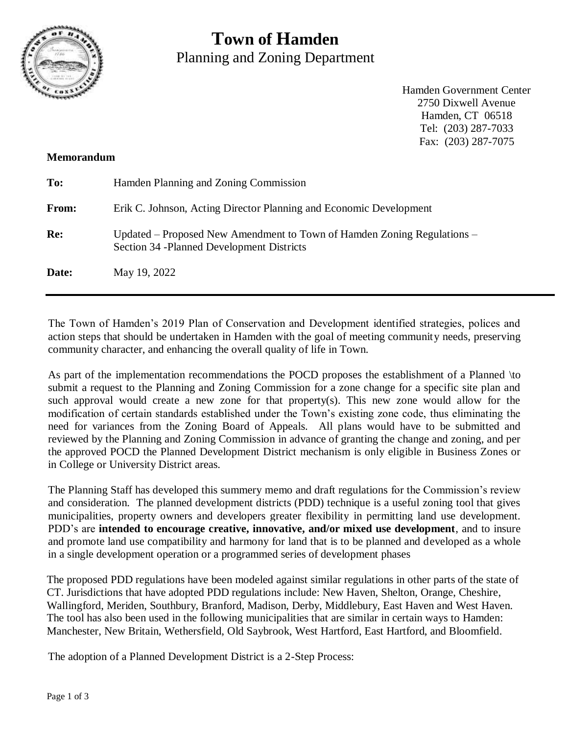# Town of Hamden

Planning and Zoning Department

Hamden Government Center
2750 Dixwell Avenue
Hamden, CT 06518
Tel: (203) 287-7033
Fax: (203) 287-7075

**Memorandum**

**To:** Hamden Planning and Zoning Commission

**From:** Erik C. Johnson, Acting Director Planning and Economic Development

**Re:** Updated – Proposed New Amendment to Town of Hamden Zoning Regulations – Section 34 -Planned Development Districts

**Date:** May 19, 2022

---

The Town of Hamden's 2019 Plan of Conservation and Development identified strategies, polices and action steps that should be undertaken in Hamden with the goal of meeting community needs, preserving community character, and enhancing the overall quality of life in Town.

As part of the implementation recommendations the POCD proposes the establishment of a Planned \to submit a request to the Planning and Zoning Commission for a zone change for a specific site plan and such approval would create a new zone for that property(s). This new zone would allow for the modification of certain standards established under the Town's existing zone code, thus eliminating the need for variances from the Zoning Board of Appeals. All plans would have to be submitted and reviewed by the Planning and Zoning Commission in advance of granting the change and zoning, and per the approved POCD the Planned Development District mechanism is only eligible in Business Zones or in College or University District areas.

The Planning Staff has developed this summery memo and draft regulations for the Commission's review and consideration. The planned development districts (PDD) technique is a useful zoning tool that gives municipalities, property owners and developers greater flexibility in permitting land use development. PDD's are **intended to encourage creative, innovative, and/or mixed use development**, and to insure and promote land use compatibility and harmony for land that is to be planned and developed as a whole in a single development operation or a programmed series of development phases

The proposed PDD regulations have been modeled against similar regulations in other parts of the state of CT. Jurisdictions that have adopted PDD regulations include: New Haven, Shelton, Orange, Cheshire, Wallingford, Meriden, Southbury, Branford, Madison, Derby, Middlebury, East Haven and West Haven. The tool has also been used in the following municipalities that are similar in certain ways to Hamden: Manchester, New Britain, Wethersfield, Old Saybrook, West Hartford, East Hartford, and Bloomfield.

The adoption of a Planned Development District is a 2-Step Process: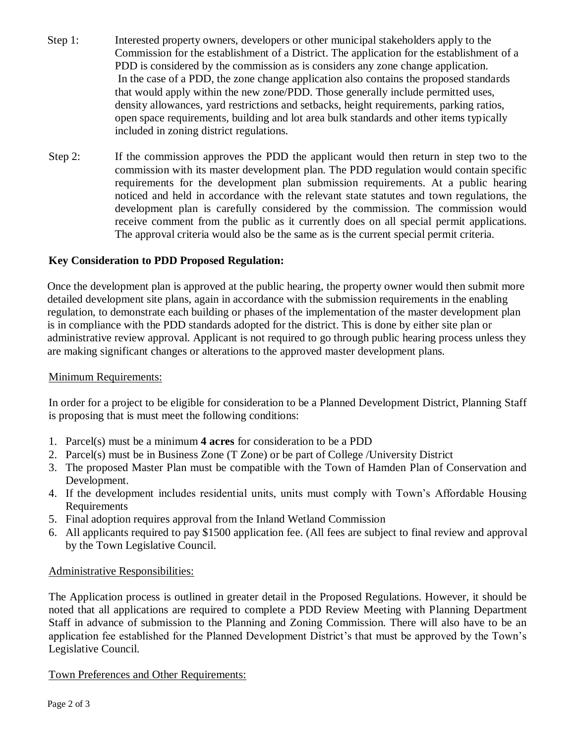Step 1: Interested property owners, developers or other municipal stakeholders apply to the Commission for the establishment of a District. The application for the establishment of a PDD is considered by the commission as is considers any zone change application. In the case of a PDD, the zone change application also contains the proposed standards that would apply within the new zone/PDD. Those generally include permitted uses, density allowances, yard restrictions and setbacks, height requirements, parking ratios, open space requirements, building and lot area bulk standards and other items typically included in zoning district regulations.

Step 2: If the commission approves the PDD the applicant would then return in step two to the commission with its master development plan. The PDD regulation would contain specific requirements for the development plan submission requirements. At a public hearing noticed and held in accordance with the relevant state statutes and town regulations, the development plan is carefully considered by the commission. The commission would receive comment from the public as it currently does on all special permit applications. The approval criteria would also be the same as is the current special permit criteria.

**Key Consideration to PDD Proposed Regulation:**

Once the development plan is approved at the public hearing, the property owner would then submit more detailed development site plans, again in accordance with the submission requirements in the enabling regulation, to demonstrate each building or phases of the implementation of the master development plan is in compliance with the PDD standards adopted for the district. This is done by either site plan or administrative review approval. Applicant is not required to go through public hearing process unless they are making significant changes or alterations to the approved master development plans.

<u>Minimum Requirements:</u>

In order for a project to be eligible for consideration to be a Planned Development District, Planning Staff is proposing that is must meet the following conditions:

1. Parcel(s) must be a minimum **4 acres** for consideration to be a PDD
2. Parcel(s) must be in Business Zone (T Zone) or be part of College /University District
3. The proposed Master Plan must be compatible with the Town of Hamden Plan of Conservation and Development.
4. If the development includes residential units, units must comply with Town's Affordable Housing Requirements
5. Final adoption requires approval from the Inland Wetland Commission
6. All applicants required to pay $1500 application fee. (All fees are subject to final review and approval by the Town Legislative Council.

<u>Administrative Responsibilities:</u>

The Application process is outlined in greater detail in the Proposed Regulations. However, it should be noted that all applications are required to complete a PDD Review Meeting with Planning Department Staff in advance of submission to the Planning and Zoning Commission. There will also have to be an application fee established for the Planned Development District's that must be approved by the Town's Legislative Council.

<u>Town Preferences and Other Requirements:</u>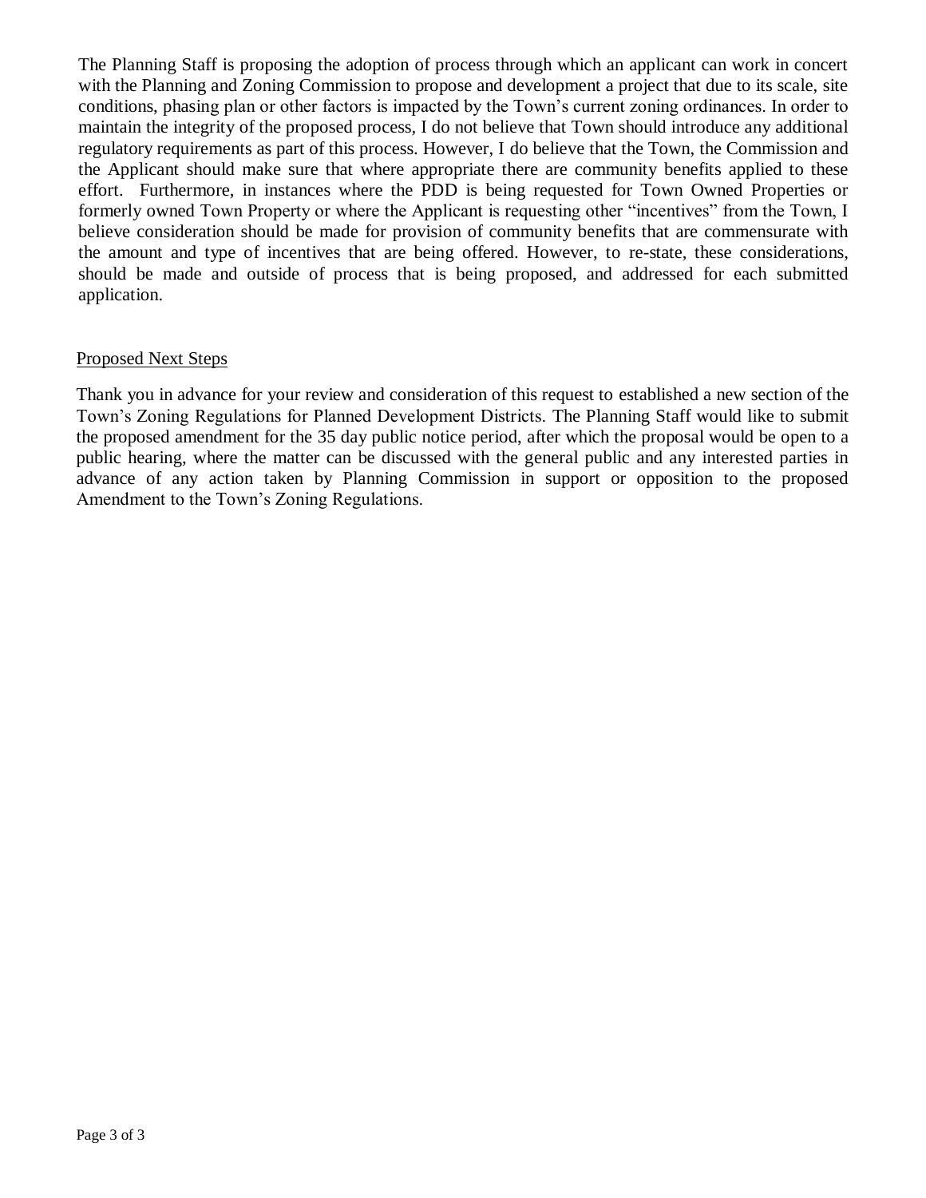The Planning Staff is proposing the adoption of process through which an applicant can work in concert with the Planning and Zoning Commission to propose and development a project that due to its scale, site conditions, phasing plan or other factors is impacted by the Town's current zoning ordinances. In order to maintain the integrity of the proposed process, I do not believe that Town should introduce any additional regulatory requirements as part of this process. However, I do believe that the Town, the Commission and the Applicant should make sure that where appropriate there are community benefits applied to these effort. Furthermore, in instances where the PDD is being requested for Town Owned Properties or formerly owned Town Property or where the Applicant is requesting other "incentives" from the Town, I believe consideration should be made for provision of community benefits that are commensurate with the amount and type of incentives that are being offered. However, to re-state, these considerations, should be made and outside of process that is being proposed, and addressed for each submitted application.

Proposed Next Steps

Thank you in advance for your review and consideration of this request to established a new section of the Town's Zoning Regulations for Planned Development Districts. The Planning Staff would like to submit the proposed amendment for the 35 day public notice period, after which the proposal would be open to a public hearing, where the matter can be discussed with the general public and any interested parties in advance of any action taken by Planning Commission in support or opposition to the proposed Amendment to the Town's Zoning Regulations.